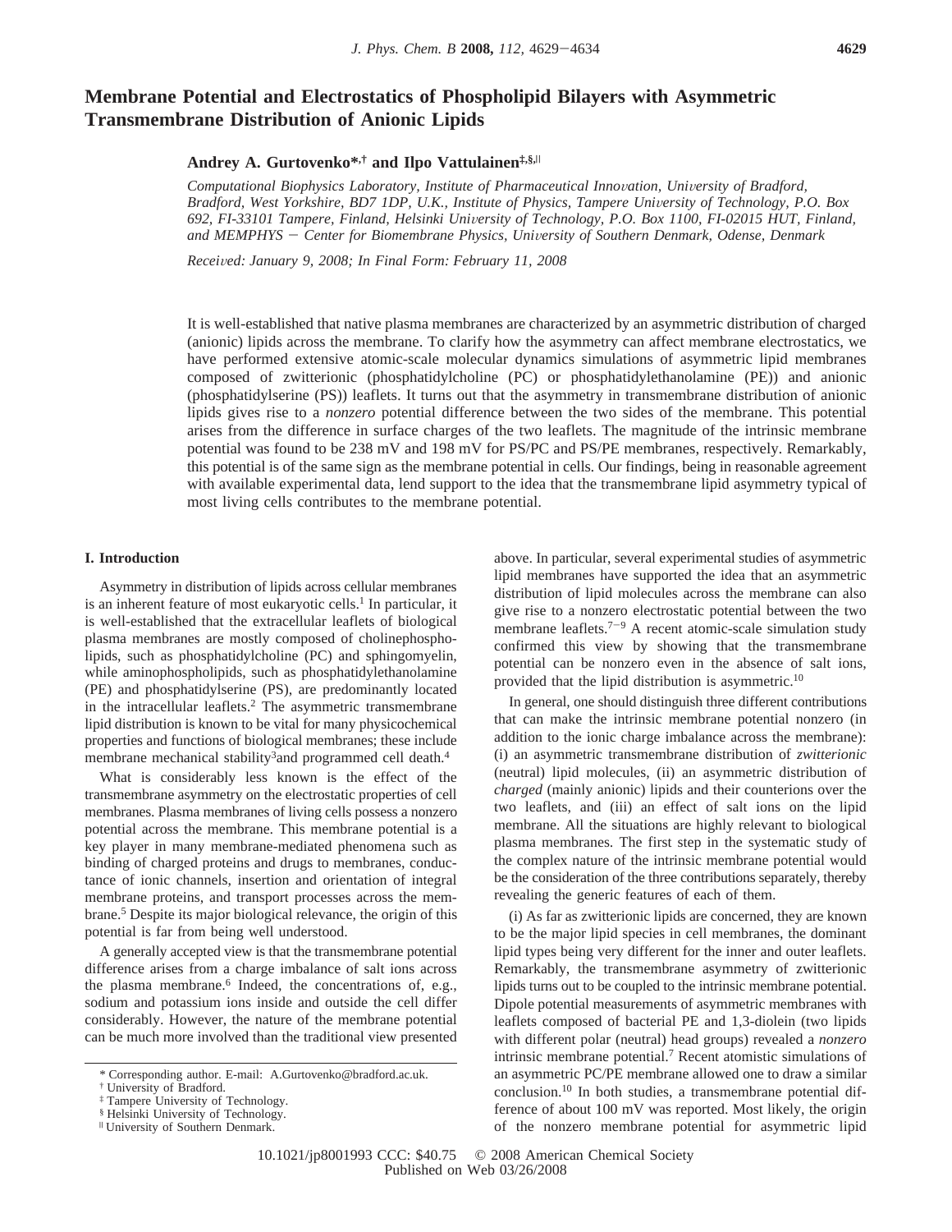# Membrane Potential and Electrostatics of Phospholipid Bilayers with Asymmetric Transmembrane Distribution of Anionic Lipids

**Andrey A. Gurtovenko*[,†] and Ilpo Vattulainen[‡,§,||]**

*Computational Biophysics Laboratory, Institute of Pharmaceutical Innovation, University of Bradford, Bradford, West Yorkshire, BD7 1DP, U.K., Institute of Physics, Tampere University of Technology, P.O. Box 692, FI-33101 Tampere, Finland, Helsinki University of Technology, P.O. Box 1100, FI-02015 HUT, Finland, and MEMPHYS − Center for Biomembrane Physics, University of Southern Denmark, Odense, Denmark*

*Received: January 9, 2008; In Final Form: February 11, 2008*

It is well-established that native plasma membranes are characterized by an asymmetric distribution of charged (anionic) lipids across the membrane. To clarify how the asymmetry can affect membrane electrostatics, we have performed extensive atomic-scale molecular dynamics simulations of asymmetric lipid membranes composed of zwitterionic (phosphatidylcholine (PC) or phosphatidylethanolamine (PE)) and anionic (phosphatidylserine (PS)) leaflets. It turns out that the asymmetry in transmembrane distribution of anionic lipids gives rise to a *nonzero* potential difference between the two sides of the membrane. This potential arises from the difference in surface charges of the two leaflets. The magnitude of the intrinsic membrane potential was found to be 238 mV and 198 mV for PS/PC and PS/PE membranes, respectively. Remarkably, this potential is of the same sign as the membrane potential in cells. Our findings, being in reasonable agreement with available experimental data, lend support to the idea that the transmembrane lipid asymmetry typical of most living cells contributes to the membrane potential.

## I. Introduction

Asymmetry in distribution of lipids across cellular membranes is an inherent feature of most eukaryotic cells.[1] In particular, it is well-established that the extracellular leaflets of biological plasma membranes are mostly composed of cholinephospholipids, such as phosphatidylcholine (PC) and sphingomyelin, while aminophospholipids, such as phosphatidylethanolamine (PE) and phosphatidylserine (PS), are predominantly located in the intracellular leaflets.[2] The asymmetric transmembrane lipid distribution is known to be vital for many physicochemical properties and functions of biological membranes; these include membrane mechanical stability[3]and programmed cell death.[4]

What is considerably less known is the effect of the transmembrane asymmetry on the electrostatic properties of cell membranes. Plasma membranes of living cells possess a nonzero potential across the membrane. This membrane potential is a key player in many membrane-mediated phenomena such as binding of charged proteins and drugs to membranes, conductance of ionic channels, insertion and orientation of integral membrane proteins, and transport processes across the membrane.[5] Despite its major biological relevance, the origin of this potential is far from being well understood.

A generally accepted view is that the transmembrane potential difference arises from a charge imbalance of salt ions across the plasma membrane.[6] Indeed, the concentrations of, e.g., sodium and potassium ions inside and outside the cell differ considerably. However, the nature of the membrane potential can be much more involved than the traditional view presented above. In particular, several experimental studies of asymmetric lipid membranes have supported the idea that an asymmetric distribution of lipid molecules across the membrane can also give rise to a nonzero electrostatic potential between the two membrane leaflets.[7−9] A recent atomic-scale simulation study confirmed this view by showing that the transmembrane potential can be nonzero even in the absence of salt ions, provided that the lipid distribution is asymmetric.[10]

In general, one should distinguish three different contributions that can make the intrinsic membrane potential nonzero (in addition to the ionic charge imbalance across the membrane): (i) an asymmetric transmembrane distribution of *zwitterionic* (neutral) lipid molecules, (ii) an asymmetric distribution of *charged* (mainly anionic) lipids and their counterions over the two leaflets, and (iii) an effect of salt ions on the lipid membrane. All the situations are highly relevant to biological plasma membranes. The first step in the systematic study of the complex nature of the intrinsic membrane potential would be the consideration of the three contributions separately, thereby revealing the generic features of each of them.

(i) As far as zwitterionic lipids are concerned, they are known to be the major lipid species in cell membranes, the dominant lipid types being very different for the inner and outer leaflets. Remarkably, the transmembrane asymmetry of zwitterionic lipids turns out to be coupled to the intrinsic membrane potential. Dipole potential measurements of asymmetric membranes with leaflets composed of bacterial PE and 1,3-diolein (two lipids with different polar (neutral) head groups) revealed a *nonzero* intrinsic membrane potential.[7] Recent atomistic simulations of an asymmetric PC/PE membrane allowed one to draw a similar conclusion.[10] In both studies, a transmembrane potential difference of about 100 mV was reported. Most likely, the origin of the nonzero membrane potential for asymmetric lipid

\* Corresponding author. E-mail: A.Gurtovenko@bradford.ac.uk.
† University of Bradford.
‡ Tampere University of Technology.
§ Helsinki University of Technology.
|| University of Southern Denmark.

10.1021/jp8001993 CCC: $40.75 © 2008 American Chemical Society
Published on Web 03/26/2008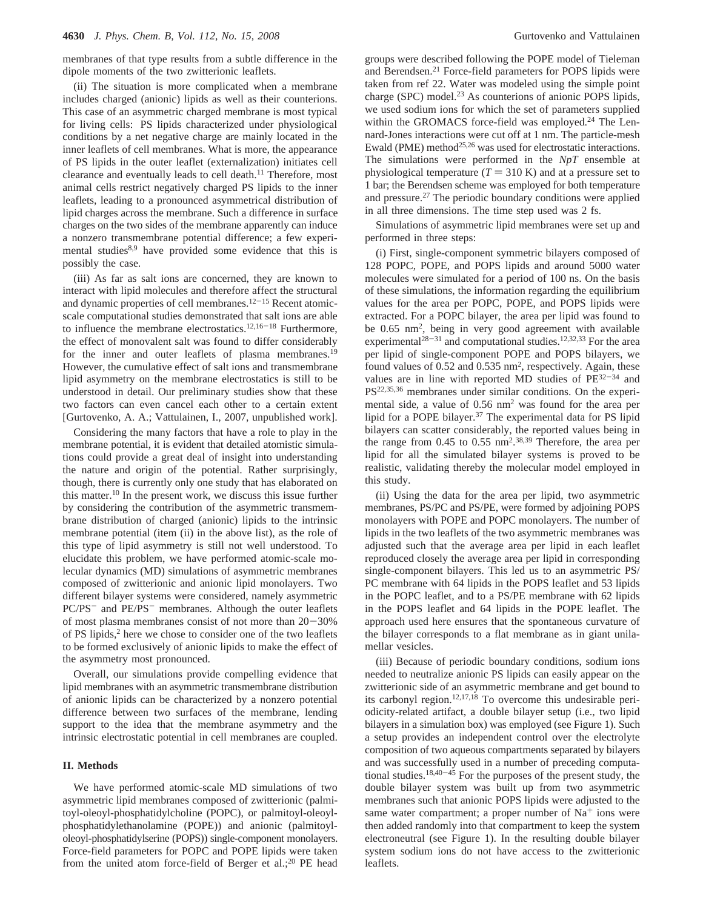membranes of that type results from a subtle difference in the dipole moments of the two zwitterionic leaflets.

(ii) The situation is more complicated when a membrane includes charged (anionic) lipids as well as their counterions. This case of an asymmetric charged membrane is most typical for living cells: PS lipids characterized under physiological conditions by a net negative charge are mainly located in the inner leaflets of cell membranes. What is more, the appearance of PS lipids in the outer leaflet (externalization) initiates cell clearance and eventually leads to cell death.[11] Therefore, most animal cells restrict negatively charged PS lipids to the inner leaflets, leading to a pronounced asymmetrical distribution of lipid charges across the membrane. Such a difference in surface charges on the two sides of the membrane apparently can induce a nonzero transmembrane potential difference; a few experimental studies[8,9] have provided some evidence that this is possibly the case.

(iii) As far as salt ions are concerned, they are known to interact with lipid molecules and therefore affect the structural and dynamic properties of cell membranes.[12−15] Recent atomic-scale computational studies demonstrated that salt ions are able to influence the membrane electrostatics.[12,16−18] Furthermore, the effect of monovalent salt was found to differ considerably for the inner and outer leaflets of plasma membranes.[19] However, the cumulative effect of salt ions and transmembrane lipid asymmetry on the membrane electrostatics is still to be understood in detail. Our preliminary studies show that these two factors can even cancel each other to a certain extent [Gurtovenko, A. A.; Vattulainen, I., 2007, unpublished work].

Considering the many factors that have a role to play in the membrane potential, it is evident that detailed atomistic simulations could provide a great deal of insight into understanding the nature and origin of the potential. Rather surprisingly, though, there is currently only one study that has elaborated on this matter.[10] In the present work, we discuss this issue further by considering the contribution of the asymmetric transmembrane distribution of charged (anionic) lipids to the intrinsic membrane potential (item (ii) in the above list), as the role of this type of lipid asymmetry is still not well understood. To elucidate this problem, we have performed atomic-scale molecular dynamics (MD) simulations of asymmetric membranes composed of zwitterionic and anionic lipid monolayers. Two different bilayer systems were considered, namely asymmetric $PC/PS^-$ and $PE/PS^-$ membranes. Although the outer leaflets of most plasma membranes consist of not more than 20−30% of PS lipids,[2] here we chose to consider one of the two leaflets to be formed exclusively of anionic lipids to make the effect of the asymmetry most pronounced.

Overall, our simulations provide compelling evidence that lipid membranes with an asymmetric transmembrane distribution of anionic lipids can be characterized by a nonzero potential difference between two surfaces of the membrane, lending support to the idea that the membrane asymmetry and the intrinsic electrostatic potential in cell membranes are coupled.

## II. Methods

We have performed atomic-scale MD simulations of two asymmetric lipid membranes composed of zwitterionic (palmitoyl-oleoyl-phosphatidylcholine (POPC), or palmitoyl-oleoyl-phosphatidylethanolamine (POPE)) and anionic (palmitoyl-oleoyl-phosphatidylserine (POPS)) single-component monolayers. Force-field parameters for POPC and POPE lipids were taken from the united atom force-field of Berger et al.;[20] PE head groups were described following the POPE model of Tieleman and Berendsen.[21] Force-field parameters for POPS lipids were taken from ref 22. Water was modeled using the simple point charge (SPC) model.[23] As counterions of anionic POPS lipids, we used sodium ions for which the set of parameters supplied within the GROMACS force-field was employed.[24] The Lennard-Jones interactions were cut off at 1 nm. The particle-mesh Ewald (PME) method[25,26] was used for electrostatic interactions. The simulations were performed in the *NpT* ensemble at physiological temperature ($T = 310$ K) and at a pressure set to 1 bar; the Berendsen scheme was employed for both temperature and pressure.[27] The periodic boundary conditions were applied in all three dimensions. The time step used was 2 fs.

Simulations of asymmetric lipid membranes were set up and performed in three steps:

(i) First, single-component symmetric bilayers composed of 128 POPC, POPE, and POPS lipids and around 5000 water molecules were simulated for a period of 100 ns. On the basis of these simulations, the information regarding the equilibrium values for the area per POPC, POPE, and POPS lipids were extracted. For a POPC bilayer, the area per lipid was found to be 0.65 $nm^2$, being in very good agreement with available experimental[28−31] and computational studies.[12,32,33] For the area per lipid of single-component POPE and POPS bilayers, we found values of 0.52 and 0.535 $nm^2$, respectively. Again, these values are in line with reported MD studies of PE[32−34] and PS[22,35,36] membranes under similar conditions. On the experimental side, a value of 0.56 $nm^2$ was found for the area per lipid for a POPE bilayer.[37] The experimental data for PS lipid bilayers can scatter considerably, the reported values being in the range from 0.45 to 0.55 $nm^2$.[38,39] Therefore, the area per lipid for all the simulated bilayer systems is proved to be realistic, validating thereby the molecular model employed in this study.

(ii) Using the data for the area per lipid, two asymmetric membranes, PS/PC and PS/PE, were formed by adjoining POPS monolayers with POPE and POPC monolayers. The number of lipids in the two leaflets of the two asymmetric membranes was adjusted such that the average area per lipid in each leaflet reproduced closely the average area per lipid in corresponding single-component bilayers. This led us to an asymmetric PS/PC membrane with 64 lipids in the POPS leaflet and 53 lipids in the POPC leaflet, and to a PS/PE membrane with 62 lipids in the POPS leaflet and 64 lipids in the POPE leaflet. The approach used here ensures that the spontaneous curvature of the bilayer corresponds to a flat membrane as in giant unilamellar vesicles.

(iii) Because of periodic boundary conditions, sodium ions needed to neutralize anionic PS lipids can easily appear on the zwitterionic side of an asymmetric membrane and get bound to its carbonyl region.[12,17,18] To overcome this undesirable periodicity-related artifact, a double bilayer setup (i.e., two lipid bilayers in a simulation box) was employed (see Figure 1). Such a setup provides an independent control over the electrolyte composition of two aqueous compartments separated by bilayers and was successfully used in a number of preceding computational studies.[18,40−45] For the purposes of the present study, the double bilayer system was built up from two asymmetric membranes such that anionic POPS lipids were adjusted to the same water compartment; a proper number of $Na^+$ ions were then added randomly into that compartment to keep the system electroneutral (see Figure 1). In the resulting double bilayer system sodium ions do not have access to the zwitterionic leaflets.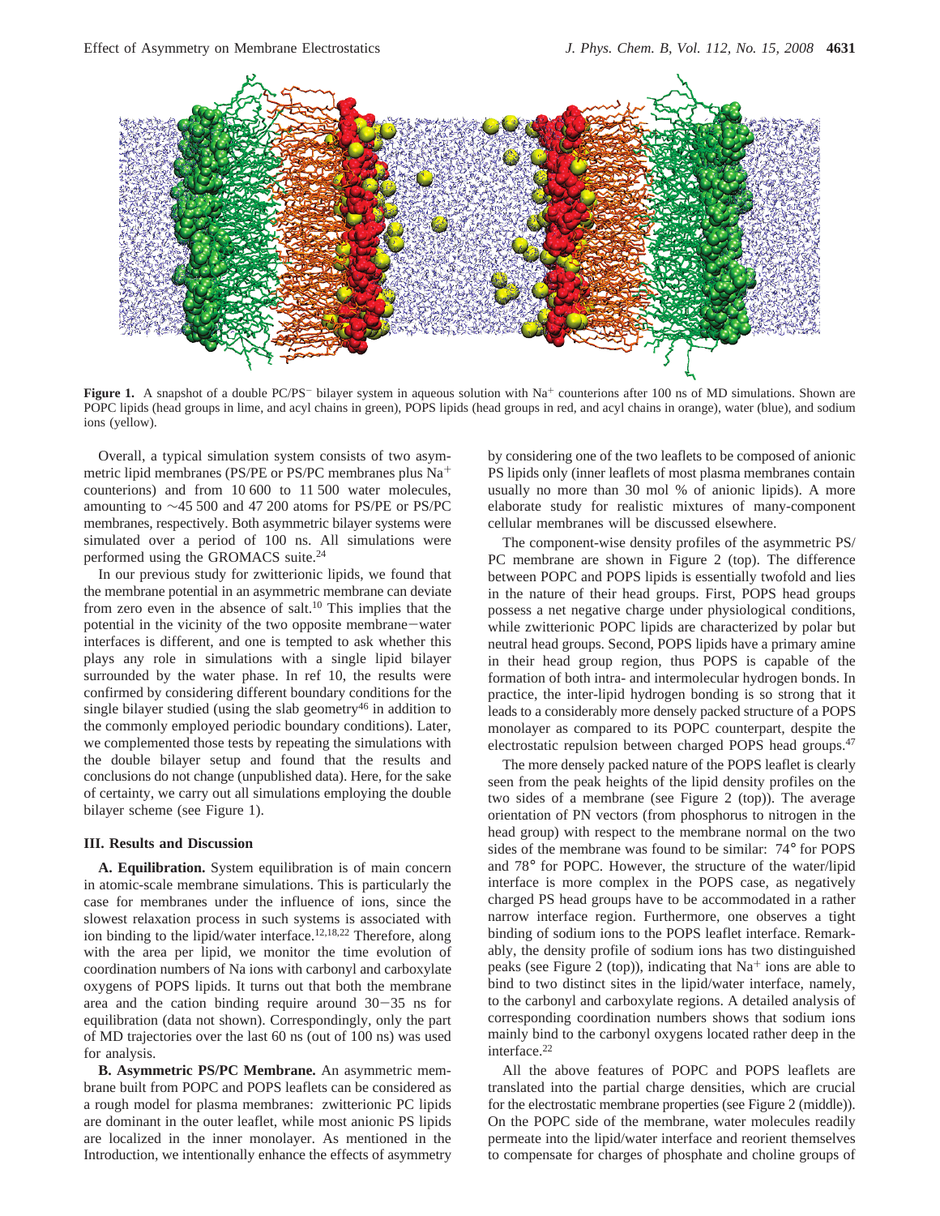**Figure 1.** A snapshot of a double PC/PS$^-$ bilayer system in aqueous solution with $Na^+$ counterions after 100 ns of MD simulations. Shown are POPC lipids (head groups in lime, and acyl chains in green), POPS lipids (head groups in red, and acyl chains in orange), water (blue), and sodium ions (yellow).

Overall, a typical simulation system consists of two asymmetric lipid membranes (PS/PE or PS/PC membranes plus $Na^+$ counterions) and from 10 600 to 11 500 water molecules, amounting to ~45 500 and 47 200 atoms for PS/PE or PS/PC membranes, respectively. Both asymmetric bilayer systems were simulated over a period of 100 ns. All simulations were performed using the GROMACS suite.[24]

In our previous study for zwitterionic lipids, we found that the membrane potential in an asymmetric membrane can deviate from zero even in the absence of salt.[10] This implies that the potential in the vicinity of the two opposite membrane–water interfaces is different, and one is tempted to ask whether this plays any role in simulations with a single lipid bilayer surrounded by the water phase. In ref 10, the results were confirmed by considering different boundary conditions for the single bilayer studied (using the slab geometry[46] in addition to the commonly employed periodic boundary conditions). Later, we complemented those tests by repeating the simulations with the double bilayer setup and found that the results and conclusions do not change (unpublished data). Here, for the sake of certainty, we carry out all simulations employing the double bilayer scheme (see Figure 1).

## III. Results and Discussion

**A. Equilibration.** System equilibration is of main concern in atomic-scale membrane simulations. This is particularly the case for membranes under the influence of ions, since the slowest relaxation process in such systems is associated with ion binding to the lipid/water interface.[12,18,22] Therefore, along with the area per lipid, we monitor the time evolution of coordination numbers of Na ions with carbonyl and carboxylate oxygens of POPS lipids. It turns out that both the membrane area and the cation binding require around 30–35 ns for equilibration (data not shown). Correspondingly, only the part of MD trajectories over the last 60 ns (out of 100 ns) was used for analysis.

**B. Asymmetric PS/PC Membrane.** An asymmetric membrane built from POPC and POPS leaflets can be considered as a rough model for plasma membranes: zwitterionic PC lipids are dominant in the outer leaflet, while most anionic PS lipids are localized in the inner monolayer. As mentioned in the Introduction, we intentionally enhance the effects of asymmetry by considering one of the two leaflets to be composed of anionic PS lipids only (inner leaflets of most plasma membranes contain usually no more than 30 mol % of anionic lipids). A more elaborate study for realistic mixtures of many-component cellular membranes will be discussed elsewhere.

The component-wise density profiles of the asymmetric PS/PC membrane are shown in Figure 2 (top). The difference between POPC and POPS lipids is essentially twofold and lies in the nature of their head groups. First, POPS head groups possess a net negative charge under physiological conditions, while zwitterionic POPC lipids are characterized by polar but neutral head groups. Second, POPS lipids have a primary amine in their head group region, thus POPS is capable of the formation of both intra- and intermolecular hydrogen bonds. In practice, the inter-lipid hydrogen bonding is so strong that it leads to a considerably more densely packed structure of a POPS monolayer as compared to its POPC counterpart, despite the electrostatic repulsion between charged POPS head groups.[47]

The more densely packed nature of the POPS leaflet is clearly seen from the peak heights of the lipid density profiles on the two sides of a membrane (see Figure 2 (top)). The average orientation of PN vectors (from phosphorus to nitrogen in the head group) with respect to the membrane normal on the two sides of the membrane was found to be similar: 74° for POPS and 78° for POPC. However, the structure of the water/lipid interface is more complex in the POPS case, as negatively charged PS head groups have to be accommodated in a rather narrow interface region. Furthermore, one observes a tight binding of sodium ions to the POPS leaflet interface. Remarkably, the density profile of sodium ions has two distinguished peaks (see Figure 2 (top)), indicating that $Na^+$ ions are able to bind to two distinct sites in the lipid/water interface, namely, to the carbonyl and carboxylate regions. A detailed analysis of corresponding coordination numbers shows that sodium ions mainly bind to the carbonyl oxygens located rather deep in the interface.[22]

All the above features of POPC and POPS leaflets are translated into the partial charge densities, which are crucial for the electrostatic membrane properties (see Figure 2 (middle)). On the POPC side of the membrane, water molecules readily permeate into the lipid/water interface and reorient themselves to compensate for charges of phosphate and choline groups of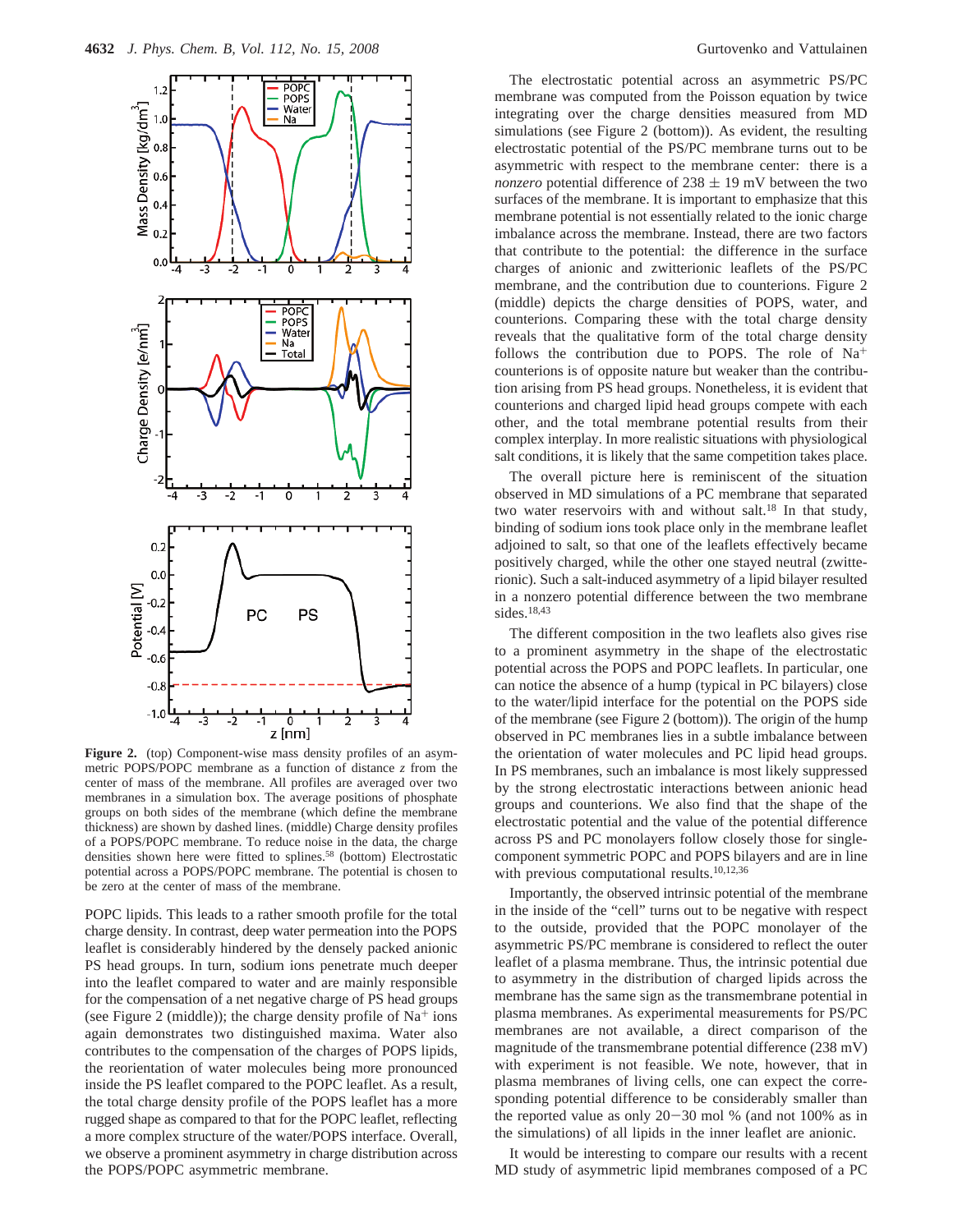Mass Density [kg/dm$^3$]

POPC
POPS
Water
Na

1.2
1.0
0.8
0.6
0.4
0.2
0.0

-4 -3 -2 -1 0 1 2 3 4

Charge Density [e/nm$^3$]

POPC
POPS
Water
Na
Total

2
1
0
-1
-2

-4 -3 -2 -1 0 1 2 3 4

Potential [V]

0.2
0.0
-0.2
-0.4
-0.6
-0.8
-1.0

PC PS

-4 -3 -2 -1 0 1 2 3 4

z [nm]

**Figure 2.** (top) Component-wise mass density profiles of an asymmetric POPS/POPC membrane as a function of distance z from the center of mass of the membrane. All profiles are averaged over two membranes in a simulation box. The average positions of phosphate groups on both sides of the membrane (which define the membrane thickness) are shown by dashed lines. (middle) Charge density profiles of a POPS/POPC membrane. To reduce noise in the data, the charge densities shown here were fitted to splines.[58] (bottom) Electrostatic potential across a POPS/POPC membrane. The potential is chosen to be zero at the center of mass of the membrane.

POPC lipids. This leads to a rather smooth profile for the total charge density. In contrast, deep water permeation into the POPS leaflet is considerably hindered by the densely packed anionic PS head groups. In turn, sodium ions penetrate much deeper into the leaflet compared to water and are mainly responsible for the compensation of a net negative charge of PS head groups (see Figure 2 (middle)); the charge density profile of $Na^+$ ions again demonstrates two distinguished maxima. Water also contributes to the compensation of the charges of POPS lipids, the reorientation of water molecules being more pronounced inside the PS leaflet compared to the POPC leaflet. As a result, the total charge density profile of the POPS leaflet has a more rugged shape as compared to that for the POPC leaflet, reflecting a more complex structure of the water/POPS interface. Overall, we observe a prominent asymmetry in charge distribution across the POPS/POPC asymmetric membrane.

The electrostatic potential across an asymmetric PS/PC membrane was computed from the Poisson equation by twice integrating over the charge densities measured from MD simulations (see Figure 2 (bottom)). As evident, the resulting electrostatic potential of the PS/PC membrane turns out to be asymmetric with respect to the membrane center: there is a *nonzero* potential difference of 238 ± 19 mV between the two surfaces of the membrane. It is important to emphasize that this membrane potential is not essentially related to the ionic charge imbalance across the membrane. Instead, there are two factors that contribute to the potential: the difference in the surface charges of anionic and zwitterionic leaflets of the PS/PC membrane, and the contribution due to counterions. Figure 2 (middle) depicts the charge densities of POPS, water, and counterions. Comparing these with the total charge density reveals that the qualitative form of the total charge density follows the contribution due to POPS. The role of $Na^+$ counterions is of opposite nature but weaker than the contribution arising from PS head groups. Nonetheless, it is evident that counterions and charged lipid head groups compete with each other, and the total membrane potential results from their complex interplay. In more realistic situations with physiological salt conditions, it is likely that the same competition takes place.

The overall picture here is reminiscent of the situation observed in MD simulations of a PC membrane that separated two water reservoirs with and without salt.[18] In that study, binding of sodium ions took place only in the membrane leaflet adjoined to salt, so that one of the leaflets effectively became positively charged, while the other one stayed neutral (zwitterionic). Such a salt-induced asymmetry of a lipid bilayer resulted in a nonzero potential difference between the two membrane sides.[18,43]

The different composition in the two leaflets also gives rise to a prominent asymmetry in the shape of the electrostatic potential across the POPS and POPC leaflets. In particular, one can notice the absence of a hump (typical in PC bilayers) close to the water/lipid interface for the potential on the POPS side of the membrane (see Figure 2 (bottom)). The origin of the hump observed in PC membranes lies in a subtle imbalance between the orientation of water molecules and PC lipid head groups. In PS membranes, such an imbalance is most likely suppressed by the strong electrostatic interactions between anionic head groups and counterions. We also find that the shape of the electrostatic potential and the value of the potential difference across PS and PC monolayers follow closely those for single-component symmetric POPC and POPS bilayers and are in line with previous computational results.[10,12,36]

Importantly, the observed intrinsic potential of the membrane in the inside of the "cell" turns out to be negative with respect to the outside, provided that the POPC monolayer of the asymmetric PS/PC membrane is considered to reflect the outer leaflet of a plasma membrane. Thus, the intrinsic potential due to asymmetry in the distribution of charged lipids across the membrane has the same sign as the transmembrane potential in plasma membranes. As experimental measurements for PS/PC membranes are not available, a direct comparison of the magnitude of the transmembrane potential difference (238 mV) with experiment is not feasible. We note, however, that in plasma membranes of living cells, one can expect the corresponding potential difference to be considerably smaller than the reported value as only 20−30 mol % (and not 100% as in the simulations) of all lipids in the inner leaflet are anionic.

It would be interesting to compare our results with a recent MD study of asymmetric lipid membranes composed of a PC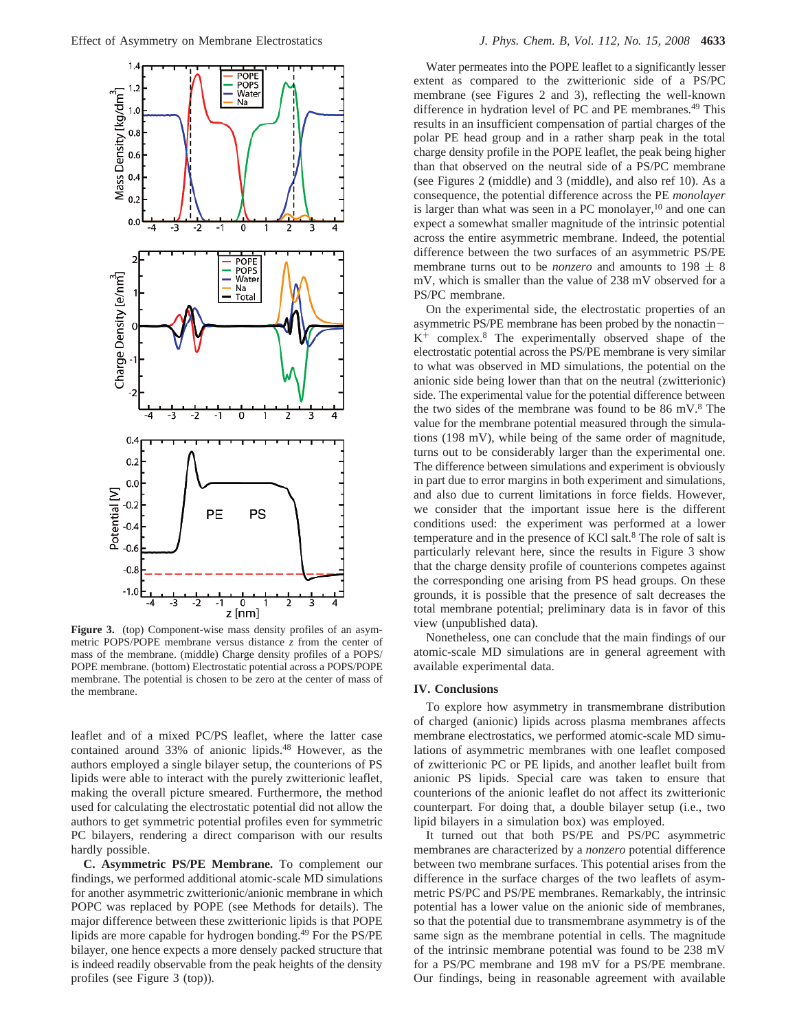Mass Density [kg/dm³]
1.4
1.2
1.0
0.8
0.6
0.4
0.2
0.0
-4 -3 -2 -1 0 1 2 3 4
POPE
POPS
Water
Na

Charge Density [e/nm³]
2
1
0
-1
-2
-4 -3 -2 -1 0 1 2 3 4
POPE
POPS
Water
Na
Total

Potential [V]
0.4
0.2
0.0
-0.2
-0.4
-0.6
-0.8
-1.0
PE PS
-4 -3 -2 -1 0 1 2 3 4
z [nm]

**Figure 3.** (top) Component-wise mass density profiles of an asymmetric POPS/POPE membrane versus distance *z* from the center of mass of the membrane. (middle) Charge density profiles of a POPS/POPE membrane. (bottom) Electrostatic potential across a POPS/POPE membrane. The potential is chosen to be zero at the center of mass of the membrane.

leaflet and of a mixed PC/PS leaflet, where the latter case contained around 33% of anionic lipids.[48] However, as the authors employed a single bilayer setup, the counterions of PS lipids were able to interact with the purely zwitterionic leaflet, making the overall picture smeared. Furthermore, the method used for calculating the electrostatic potential did not allow the authors to get symmetric potential profiles even for symmetric PC bilayers, rendering a direct comparison with our results hardly possible.

**C. Asymmetric PS/PE Membrane.** To complement our findings, we performed additional atomic-scale MD simulations for another asymmetric zwitterionic/anionic membrane in which POPC was replaced by POPE (see Methods for details). The major difference between these zwitterionic lipids is that POPE lipids are more capable for hydrogen bonding.[49] For the PS/PE bilayer, one hence expects a more densely packed structure that is indeed readily observable from the peak heights of the density profiles (see Figure 3 (top)).

Water permeates into the POPE leaflet to a significantly lesser extent as compared to the zwitterionic side of a PS/PC membrane (see Figures 2 and 3), reflecting the well-known difference in hydration level of PC and PE membranes.[49] This results in an insufficient compensation of partial charges of the polar PE head group and in a rather sharp peak in the total charge density profile in the POPE leaflet, the peak being higher than that observed on the neutral side of a PS/PC membrane (see Figures 2 (middle) and 3 (middle), and also ref 10). As a consequence, the potential difference across the PE *monolayer* is larger than what was seen in a PC monolayer,[10] and one can expect a somewhat smaller magnitude of the intrinsic potential across the entire asymmetric membrane. Indeed, the potential difference between the two surfaces of an asymmetric PS/PE membrane turns out to be *nonzero* and amounts to 198 ± 8 mV, which is smaller than the value of 238 mV observed for a PS/PC membrane.

On the experimental side, the electrostatic properties of an asymmetric PS/PE membrane has been probed by the nonactin−$K^+$ complex.[8] The experimentally observed shape of the electrostatic potential across the PS/PE membrane is very similar to what was observed in MD simulations, the potential on the anionic side being lower than that on the neutral (zwitterionic) side. The experimental value for the potential difference between the two sides of the membrane was found to be 86 mV.[8] The value for the membrane potential measured through the simulations (198 mV), while being of the same order of magnitude, turns out to be considerably larger than the experimental one. The difference between simulations and experiment is obviously in part due to error margins in both experiment and simulations, and also due to current limitations in force fields. However, we consider that the important issue here is the different conditions used: the experiment was performed at a lower temperature and in the presence of KCl salt.[8] The role of salt is particularly relevant here, since the results in Figure 3 show that the charge density profile of counterions competes against the corresponding one arising from PS head groups. On these grounds, it is possible that the presence of salt decreases the total membrane potential; preliminary data is in favor of this view (unpublished data).

Nonetheless, one can conclude that the main findings of our atomic-scale MD simulations are in general agreement with available experimental data.

## IV. Conclusions

To explore how asymmetry in transmembrane distribution of charged (anionic) lipids across plasma membranes affects membrane electrostatics, we performed atomic-scale MD simulations of asymmetric membranes with one leaflet composed of zwitterionic PC or PE lipids, and another leaflet built from anionic PS lipids. Special care was taken to ensure that counterions of the anionic leaflet do not affect its zwitterionic counterpart. For doing that, a double bilayer setup (i.e., two lipid bilayers in a simulation box) was employed.

It turned out that both PS/PE and PS/PC asymmetric membranes are characterized by a *nonzero* potential difference between two membrane surfaces. This potential arises from the difference in the surface charges of the two leaflets of asymmetric PS/PC and PS/PE membranes. Remarkably, the intrinsic potential has a lower value on the anionic side of membranes, so that the potential due to transmembrane asymmetry is of the same sign as the membrane potential in cells. The magnitude of the intrinsic membrane potential was found to be 238 mV for a PS/PC membrane and 198 mV for a PS/PE membrane. Our findings, being in reasonable agreement with available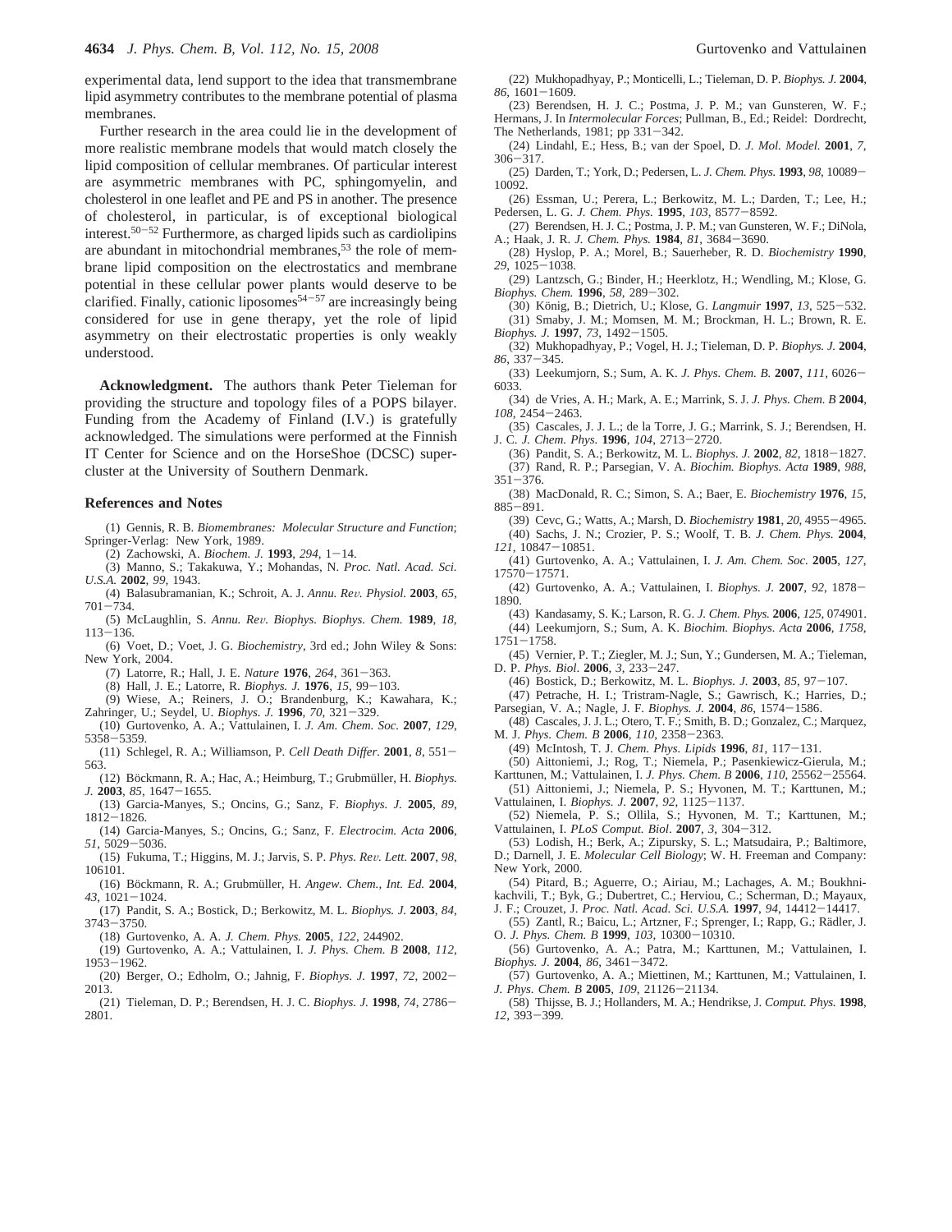experimental data, lend support to the idea that transmembrane lipid asymmetry contributes to the membrane potential of plasma membranes.

Further research in the area could lie in the development of more realistic membrane models that would match closely the lipid composition of cellular membranes. Of particular interest are asymmetric membranes with PC, sphingomyelin, and cholesterol in one leaflet and PE and PS in another. The presence of cholesterol, in particular, is of exceptional biological interest.[50-52] Furthermore, as charged lipids such as cardiolipins are abundant in mitochondrial membranes,[53] the role of membrane lipid composition on the electrostatics and membrane potential in these cellular power plants would deserve to be clarified. Finally, cationic liposomes[54-57] are increasingly being considered for use in gene therapy, yet the role of lipid asymmetry on their electrostatic properties is only weakly understood.

**Acknowledgment.** The authors thank Peter Tieleman for providing the structure and topology files of a POPS bilayer. Funding from the Academy of Finland (I.V.) is gratefully acknowledged. The simulations were performed at the Finnish IT Center for Science and on the HorseShoe (DCSC) supercluster at the University of Southern Denmark.

### References and Notes

(1) Gennis, R. B. *Biomembranes: Molecular Structure and Function*; Springer-Verlag: New York, 1989.

(2) Zachowski, A. *Biochem. J.* **1993**, *294*, 1−14.

(3) Manno, S.; Takakuwa, Y.; Mohandas, N. *Proc. Natl. Acad. Sci. U.S.A.* **2002**, *99*, 1943.

(4) Balasubramanian, K.; Schroit, A. J. *Annu. Rev. Physiol.* **2003**, *65*, 701−734.

(5) McLaughlin, S. *Annu. Rev. Biophys. Biophys. Chem.* **1989**, *18*, 113−136.

(6) Voet, D.; Voet, J. G. *Biochemistry*, 3rd ed.; John Wiley & Sons: New York, 2004.

(7) Latorre, R.; Hall, J. E. *Nature* **1976**, *264*, 361−363.

(8) Hall, J. E.; Latorre, R. *Biophys. J.* **1976**, *15*, 99−103.

(9) Wiese, A.; Reiners, J. O.; Brandenburg, K.; Kawahara, K.; Zahringer, U.; Seydel, U. *Biophys. J.* **1996**, *70*, 321−329.

(10) Gurtovenko, A. A.; Vattulainen, I. *J. Am. Chem. Soc.* **2007**, *129*, 5358−5359.

(11) Schlegel, R. A.; Williamson, P. *Cell Death Differ.* **2001**, *8*, 551−563.

(12) Böckmann, R. A.; Hac, A.; Heimburg, T.; Grubmüller, H. *Biophys. J.* **2003**, *85*, 1647−1655.

(13) Garcia-Manyes, S.; Oncins, G.; Sanz, F. *Biophys. J.* **2005**, *89*, 1812−1826.

(14) Garcia-Manyes, S.; Oncins, G.; Sanz, F. *Electrocim. Acta* **2006**, *51*, 5029−5036.

(15) Fukuma, T.; Higgins, M. J.; Jarvis, S. P. *Phys. Rev. Lett.* **2007**, *98*, 106101.

(16) Böckmann, R. A.; Grubmüller, H. *Angew. Chem., Int. Ed.* **2004**, *43*, 1021−1024.

(17) Pandit, S. A.; Bostick, D.; Berkowitz, M. L. *Biophys. J.* **2003**, *84*, 3743−3750.

(18) Gurtovenko, A. A. *J. Chem. Phys.* **2005**, *122*, 244902.

(19) Gurtovenko, A. A.; Vattulainen, I. *J. Phys. Chem. B* **2008**, *112*, 1953−1962.

(20) Berger, O.; Edholm, O.; Jahnig, F. *Biophys. J.* **1997**, *72*, 2002−2013.

(21) Tieleman, D. P.; Berendsen, H. J. C. *Biophys. J.* **1998**, *74*, 2786−2801.

(22) Mukhopadhyay, P.; Monticelli, L.; Tieleman, D. P. *Biophys. J.* **2004**, *86*, 1601−1609.

(23) Berendsen, H. J. C.; Postma, J. P. M.; van Gunsteren, W. F.; Hermans, J. In *Intermolecular Forces*; Pullman, B., Ed.; Reidel: Dordrecht, The Netherlands, 1981; pp 331−342.

(24) Lindahl, E.; Hess, B.; van der Spoel, D. *J. Mol. Model.* **2001**, *7*, 306−317.

(25) Darden, T.; York, D.; Pedersen, L. *J. Chem. Phys.* **1993**, *98*, 10089−10092.

(26) Essman, U.; Perera, L.; Berkowitz, M. L.; Darden, T.; Lee, H.; Pedersen, L. G. *J. Chem. Phys.* **1995**, *103*, 8577−8592.

(27) Berendsen, H. J. C.; Postma, J. P. M.; van Gunsteren, W. F.; DiNola, A.; Haak, J. R. *J. Chem. Phys.* **1984**, *81*, 3684−3690.

(28) Hyslop, P. A.; Morel, B.; Sauerheber, R. D. *Biochemistry* **1990**, *29*, 1025−1038.

(29) Lantzsch, G.; Binder, H.; Heerklotz, H.; Wendling, M.; Klose, G. *Biophys. Chem.* **1996**, *58*, 289−302.

(30) König, B.; Dietrich, U.; Klose, G. *Langmuir* **1997**, *13*, 525−532.

(31) Smaby, J. M.; Momsen, M. M.; Brockman, H. L.; Brown, R. E. *Biophys. J.* **1997**, *73*, 1492−1505.

(32) Mukhopadhyay, P.; Vogel, H. J.; Tieleman, D. P. *Biophys. J.* **2004**, *86*, 337−345.

(33) Leekumjorn, S.; Sum, A. K. *J. Phys. Chem. B.* **2007**, *111*, 6026−6033.

(34) de Vries, A. H.; Mark, A. E.; Marrink, S. J. *J. Phys. Chem. B* **2004**, *108*, 2454−2463.

(35) Cascales, J. J. L.; de la Torre, J. G.; Marrink, S. J.; Berendsen, H. J. C. *J. Chem. Phys.* **1996**, *104*, 2713−2720.

(36) Pandit, S. A.; Berkowitz, M. L. *Biophys. J.* **2002**, *82*, 1818−1827.

(37) Rand, R. P.; Parsegian, V. A. *Biochim. Biophys. Acta* **1989**, *988*, 351−376.

(38) MacDonald, R. C.; Simon, S. A.; Baer, E. *Biochemistry* **1976**, *15*, 885−891.

(39) Cevc, G.; Watts, A.; Marsh, D. *Biochemistry* **1981**, *20*, 4955−4965.

(40) Sachs, J. N.; Crozier, P. S.; Woolf, T. B. *J. Chem. Phys.* **2004**, *121*, 10847−10851.

(41) Gurtovenko, A. A.; Vattulainen, I. *J. Am. Chem. Soc.* **2005**, *127*, 17570−17571.

(42) Gurtovenko, A. A.; Vattulainen, I. *Biophys. J.* **2007**, *92*, 1878−1890.

(43) Kandasamy, S. K.; Larson, R. G. *J. Chem. Phys.* **2006**, *125*, 074901.

(44) Leekumjorn, S.; Sum, A. K. *Biochim. Biophys. Acta* **2006**, *1758*, 1751−1758.

(45) Vernier, P. T.; Ziegler, M. J.; Sun, Y.; Gundersen, M. A.; Tieleman, D. P. *Phys. Biol.* **2006**, *3*, 233−247.

(46) Bostick, D.; Berkowitz, M. L. *Biophys. J.* **2003**, *85*, 97−107.

(47) Petrache, H. I.; Tristram-Nagle, S.; Gawrisch, K.; Harries, D.; Parsegian, V. A.; Nagle, J. F. *Biophys. J.* **2004**, *86*, 1574−1586.

(48) Cascales, J. J. L.; Otero, T. F.; Smith, B. D.; Gonzalez, C.; Marquez, M. *J. Phys. Chem. B* **2006**, *110*, 2358−2363.

(49) McIntosh, T. J. *Chem. Phys. Lipids* **1996**, *81*, 117−131.

(50) Aittoniemi, J.; Rog, T.; Niemela, P.; Pasenkiewicz-Gierula, M.; Karttunen, M.; Vattulainen, I. *J. Phys. Chem. B* **2006**, *110*, 25562−25564.

(51) Aittoniemi, J.; Niemela, P. S.; Hyvonen, M. T.; Karttunen, M.; Vattulainen, I. *Biophys. J.* **2007**, *92*, 1125−1137.

(52) Niemela, P. S.; Ollila, S.; Hyvonen, M. T.; Karttunen, M.; Vattulainen, I. *PLoS Comput. Biol.* **2007**, *3*, 304−312.

(53) Lodish, H.; Berk, A.; Zipursky, S. L.; Matsudaira, P.; Baltimore, D.; Darnell, J. E. *Molecular Cell Biology*; W. H. Freeman and Company: New York, 2000.

(54) Pitard, B.; Aguerre, O.; Airiau, M.; Lachages, A. M.; Boukhnikachvili, T.; Byk, G.; Dubertret, C.; Herviou, C.; Scherman, D.; Mayaux, J. F.; Crouzet, J. *Proc. Natl. Acad. Sci. U.S.A.* **1997**, *94*, 14412−14417.

(55) Zantl, R.; Baicu, L.; Artzner, F.; Sprenger, I.; Rapp, G.; Rädler, J. O. *J. Phys. Chem. B* **1999**, *103*, 10300−10310.

(56) Gurtovenko, A. A.; Patra, M.; Karttunen, M.; Vattulainen, I. *Biophys. J.* **2004**, *86*, 3461−3472.

(57) Gurtovenko, A. A.; Miettinen, M.; Karttunen, M.; Vattulainen, I. *J. Phys. Chem. B* **2005**, *109*, 21126−21134.

(58) Thijsse, B. J.; Hollanders, M. A.; Hendrikse, J. *Comput. Phys.* **1998**, *12*, 393−399.